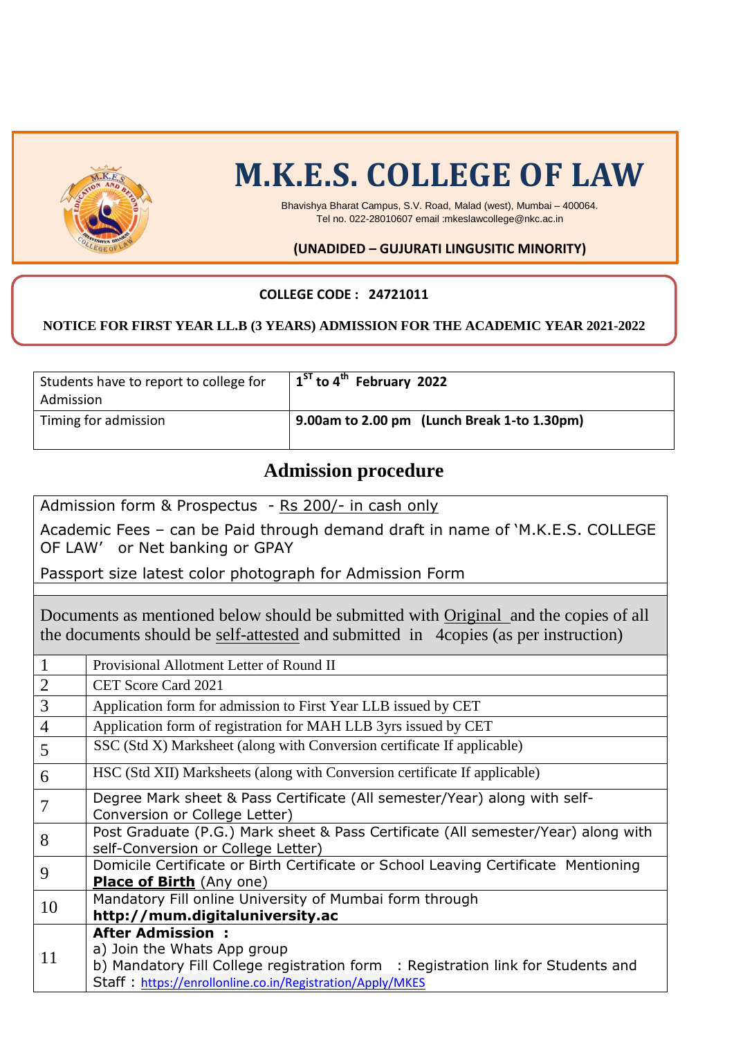# M.K.E.S. COLLEGE OF LAW

Bhavishya Bharat Campus, S.V. Road, Malad (west), Mumbai – 400064.
Tel no. 022-28010607 email :mkeslawcollege@nkc.ac.in

**(UNADIDED – GUJURATI LINGUSITIC MINORITY)**

**COLLEGE CODE : 24721011**

**NOTICE FOR FIRST YEAR LL.B (3 YEARS) ADMISSION FOR THE ACADEMIC YEAR 2021-2022**

| Students have to report to college for Admission | **1ST to 4th February 2022** |
|---|---|
| Timing for admission | **9.00am to 2.00 pm (Lunch Break 1-to 1.30pm)** |

## Admission procedure

Admission form & Prospectus - Rs 200/- in cash only

Academic Fees – can be Paid through demand draft in name of 'M.K.E.S. COLLEGE OF LAW' or Net banking or GPAY

Passport size latest color photograph for Admission Form

Documents as mentioned below should be submitted with Original and the copies of all the documents should be self-attested and submitted in 4copies (as per instruction)

| | |
|---|---|
| 1 | Provisional Allotment Letter of Round II |
| 2 | CET Score Card 2021 |
| 3 | Application form for admission to First Year LLB issued by CET |
| 4 | Application form of registration for MAH LLB 3yrs issued by CET |
| 5 | SSC (Std X) Marksheet (along with Conversion certificate If applicable) |
| 6 | HSC (Std XII) Marksheets (along with Conversion certificate If applicable) |
| 7 | Degree Mark sheet & Pass Certificate (All semester/Year) along with self-Conversion or College Letter) |
| 8 | Post Graduate (P.G.) Mark sheet & Pass Certificate (All semester/Year) along with self-Conversion or College Letter) |
| 9 | Domicile Certificate or Birth Certificate or School Leaving Certificate Mentioning **Place of Birth** (Any one) |
| 10 | Mandatory Fill online University of Mumbai form through **http://mum.digitaluniversity.ac** |
| 11 | **After Admission :** a) Join the Whats App group b) Mandatory Fill College registration form : Registration link for Students and Staff : https://enrollonline.co.in/Registration/Apply/MKES |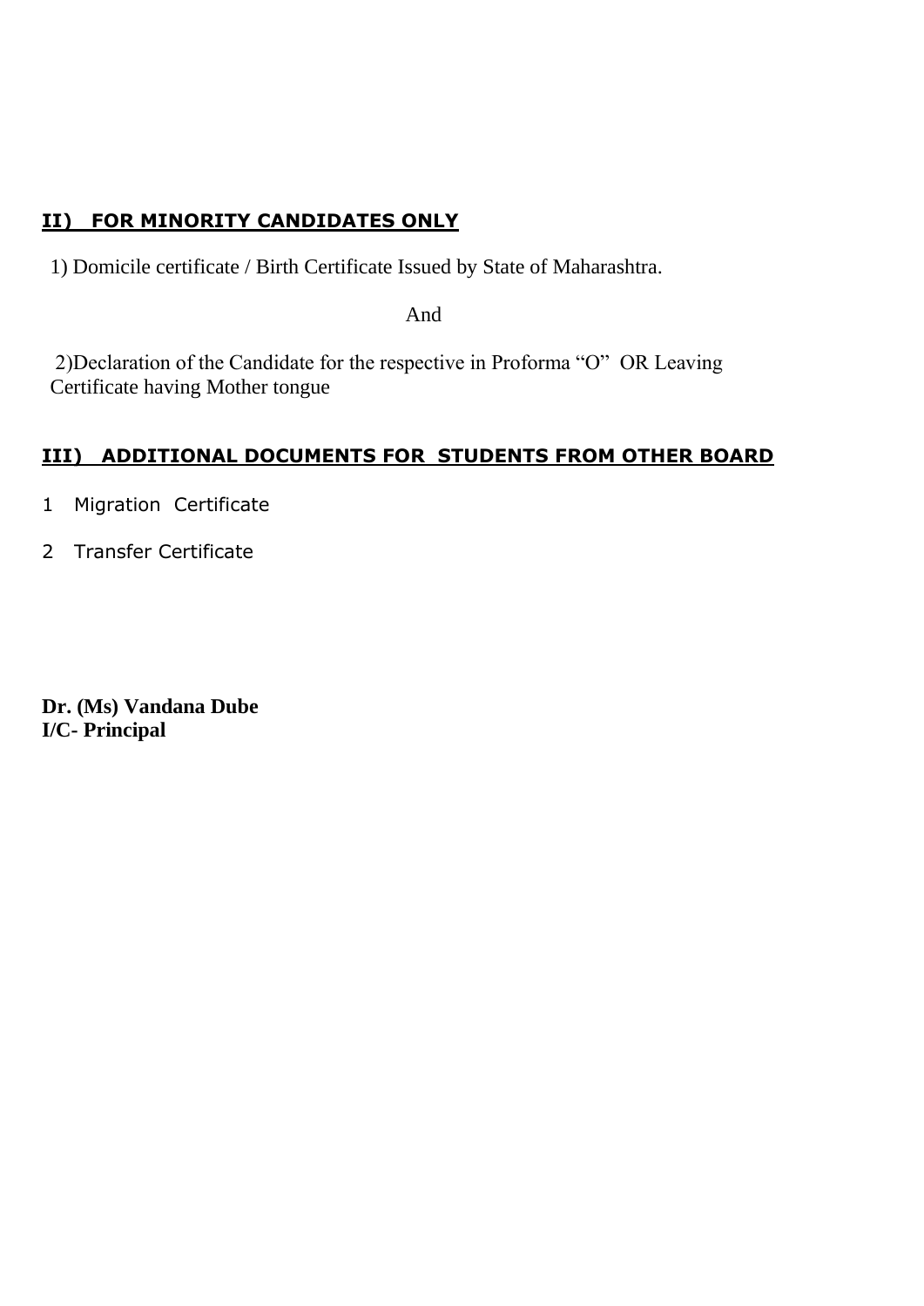## II) FOR MINORITY CANDIDATES ONLY

1) Domicile certificate / Birth Certificate Issued by State of Maharashtra.

And

2)Declaration of the Candidate for the respective in Proforma "O" OR Leaving Certificate having Mother tongue

## III) ADDITIONAL DOCUMENTS FOR STUDENTS FROM OTHER BOARD

1 Migration Certificate

2 Transfer Certificate

**Dr. (Ms) Vandana Dube**
**I/C- Principal**